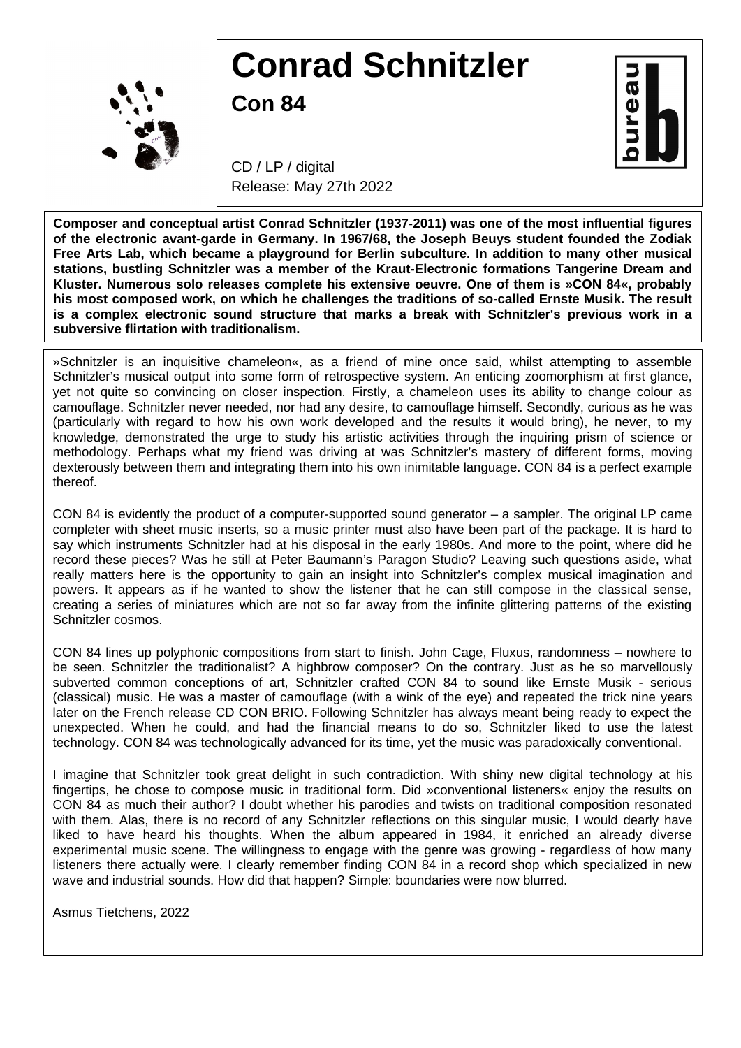# Conrad Schnitzler

## Con 84

CD / LP / digital
Release: May 27th 2022

**Composer and conceptual artist Conrad Schnitzler (1937-2011) was one of the most influential figures of the electronic avant-garde in Germany. In 1967/68, the Joseph Beuys student founded the Zodiak Free Arts Lab, which became a playground for Berlin subculture. In addition to many other musical stations, bustling Schnitzler was a member of the Kraut-Electronic formations Tangerine Dream and Kluster. Numerous solo releases complete his extensive oeuvre. One of them is »CON 84«, probably his most composed work, on which he challenges the traditions of so-called Ernste Musik. The result is a complex electronic sound structure that marks a break with Schnitzler's previous work in a subversive flirtation with traditionalism.**

»Schnitzler is an inquisitive chameleon«, as a friend of mine once said, whilst attempting to assemble Schnitzler's musical output into some form of retrospective system. An enticing zoomorphism at first glance, yet not quite so convincing on closer inspection. Firstly, a chameleon uses its ability to change colour as camouflage. Schnitzler never needed, nor had any desire, to camouflage himself. Secondly, curious as he was (particularly with regard to how his own work developed and the results it would bring), he never, to my knowledge, demonstrated the urge to study his artistic activities through the inquiring prism of science or methodology. Perhaps what my friend was driving at was Schnitzler's mastery of different forms, moving dexterously between them and integrating them into his own inimitable language. CON 84 is a perfect example thereof.

CON 84 is evidently the product of a computer-supported sound generator – a sampler. The original LP came completer with sheet music inserts, so a music printer must also have been part of the package. It is hard to say which instruments Schnitzler had at his disposal in the early 1980s. And more to the point, where did he record these pieces? Was he still at Peter Baumann's Paragon Studio? Leaving such questions aside, what really matters here is the opportunity to gain an insight into Schnitzler's complex musical imagination and powers. It appears as if he wanted to show the listener that he can still compose in the classical sense, creating a series of miniatures which are not so far away from the infinite glittering patterns of the existing Schnitzler cosmos.

CON 84 lines up polyphonic compositions from start to finish. John Cage, Fluxus, randomness – nowhere to be seen. Schnitzler the traditionalist? A highbrow composer? On the contrary. Just as he so marvellously subverted common conceptions of art, Schnitzler crafted CON 84 to sound like Ernste Musik - serious (classical) music. He was a master of camouflage (with a wink of the eye) and repeated the trick nine years later on the French release CD CON BRIO. Following Schnitzler has always meant being ready to expect the unexpected. When he could, and had the financial means to do so, Schnitzler liked to use the latest technology. CON 84 was technologically advanced for its time, yet the music was paradoxically conventional.

I imagine that Schnitzler took great delight in such contradiction. With shiny new digital technology at his fingertips, he chose to compose music in traditional form. Did »conventional listeners« enjoy the results on CON 84 as much their author? I doubt whether his parodies and twists on traditional composition resonated with them. Alas, there is no record of any Schnitzler reflections on this singular music, I would dearly have liked to have heard his thoughts. When the album appeared in 1984, it enriched an already diverse experimental music scene. The willingness to engage with the genre was growing - regardless of how many listeners there actually were. I clearly remember finding CON 84 in a record shop which specialized in new wave and industrial sounds. How did that happen? Simple: boundaries were now blurred.

Asmus Tietchens, 2022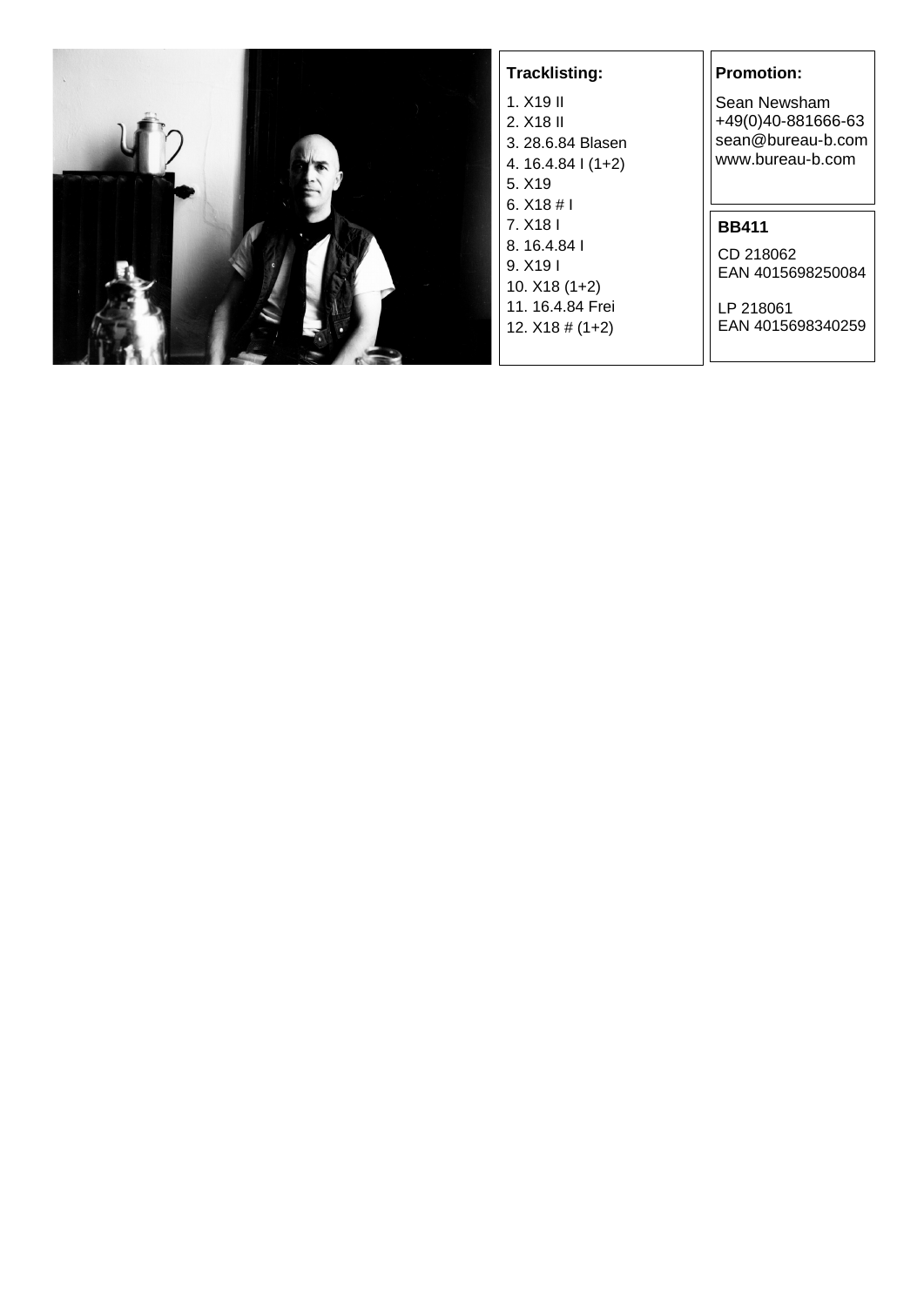**Tracklisting:**

1. X19 II
2. X18 II
3. 28.6.84 Blasen
4. 16.4.84 I (1+2)
5. X19
6. X18 # I
7. X18 I
8. 16.4.84 I
9. X19 I
10. X18 (1+2)
11. 16.4.84 Frei
12. X18 # (1+2)

**Promotion:**

Sean Newsham
+49(0)40-881666-63
sean@bureau-b.com
www.bureau-b.com

**BB411**

CD 218062
EAN 4015698250084

LP 218061
EAN 4015698340259